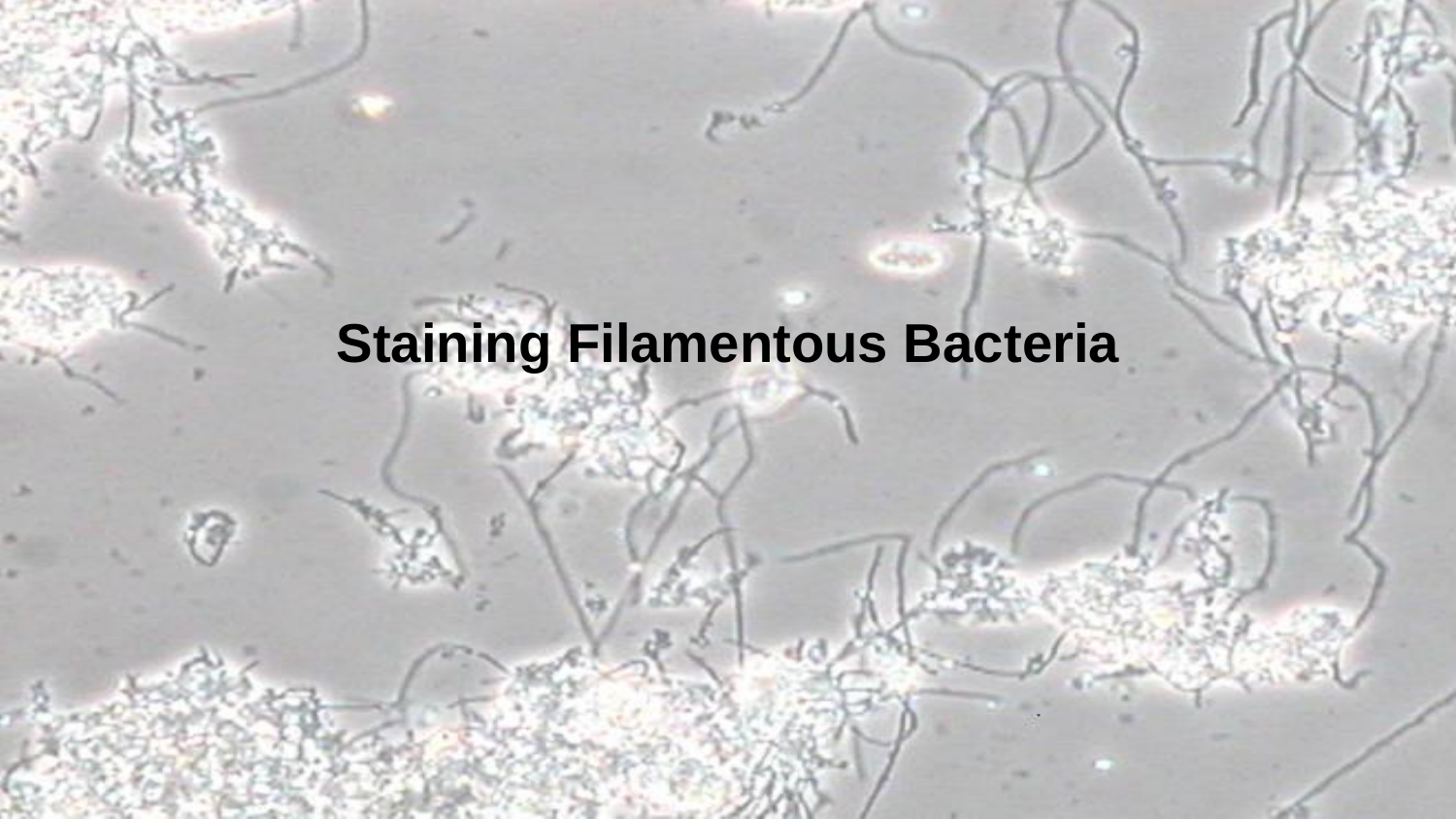# Staining Filamentous Bacteria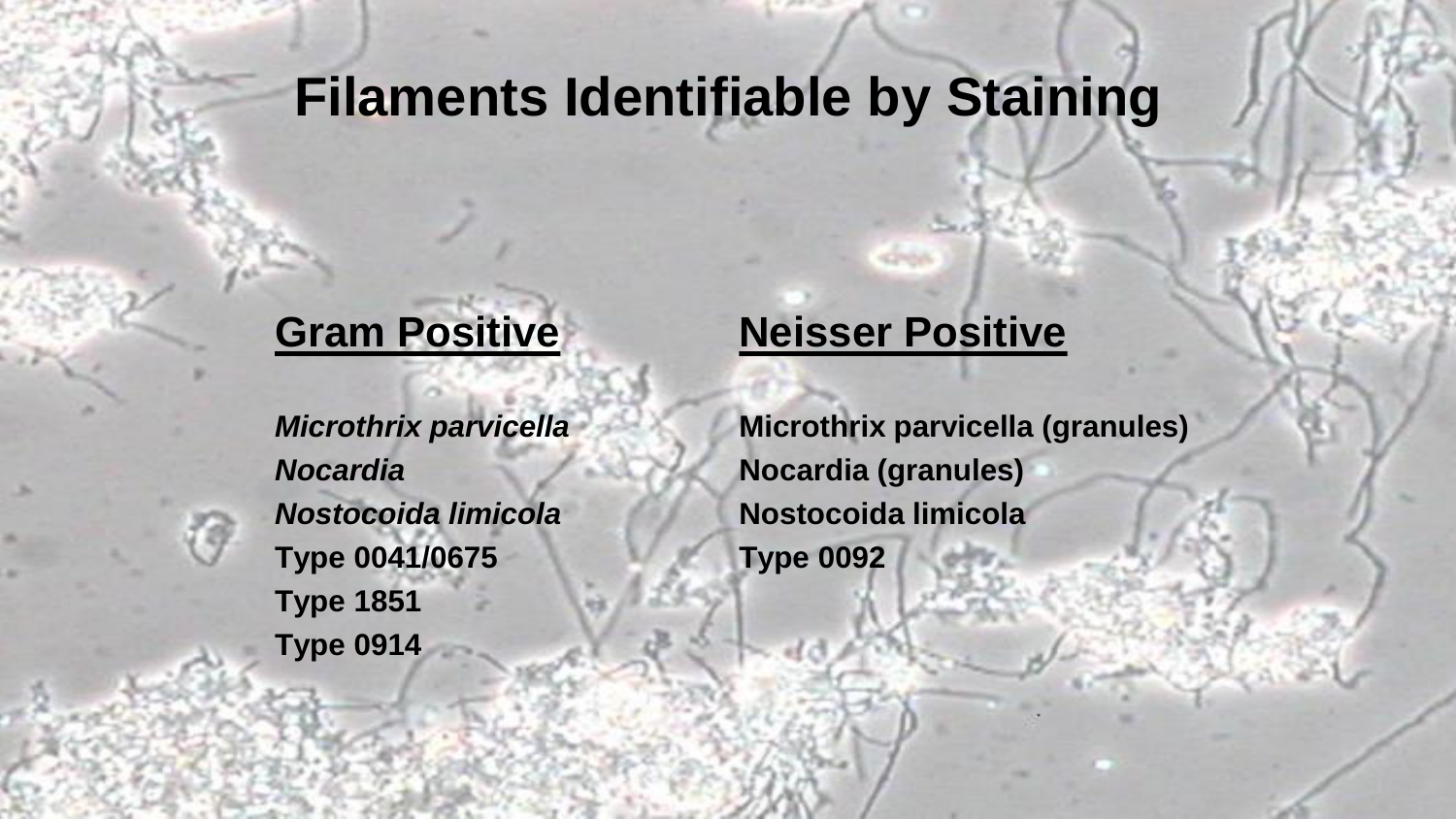# Filaments Identifiable by Staining

## Gram Positive

*Microthrix parvicella*
*Nocardia*
*Nostocoida limicola*
**Type 0041/0675**
**Type 1851**
**Type 0914**

## Neisser Positive

**Microthrix parvicella (granules)**
**Nocardia (granules)**
**Nostocoida limicola**
**Type 0092**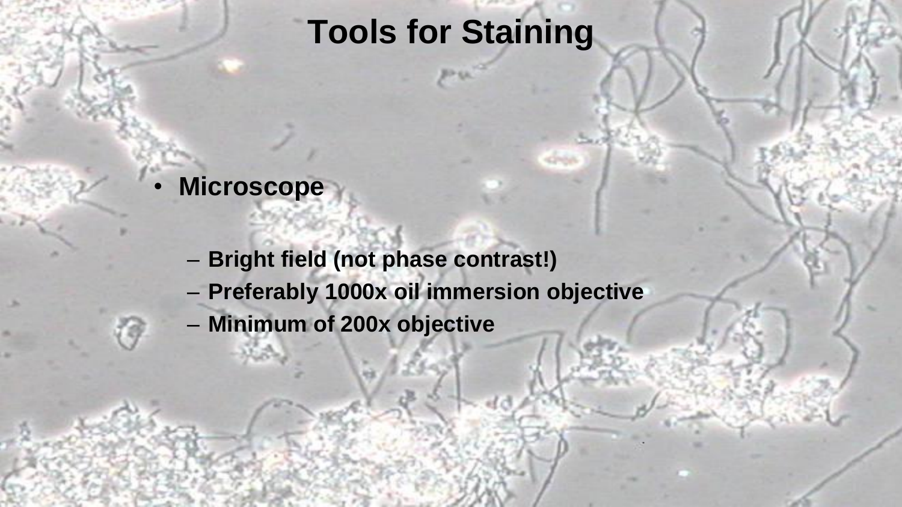# Tools for Staining

- **Microscope**
  - **Bright field (not phase contrast!)**
  - **Preferably 1000x oil immersion objective**
  - **Minimum of 200x objective**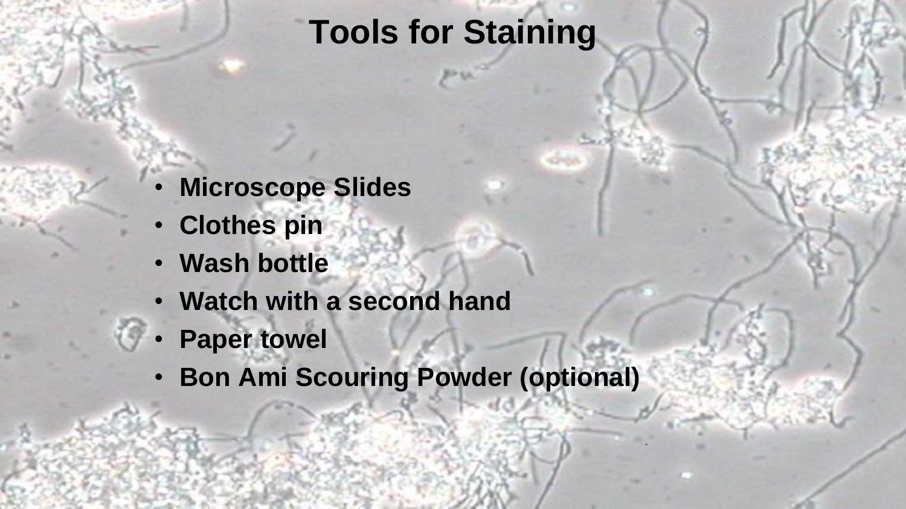# Tools for Staining

- **Microscope Slides**
- **Clothes pin**
- **Wash bottle**
- **Watch with a second hand**
- **Paper towel**
- **Bon Ami Scouring Powder (optional)**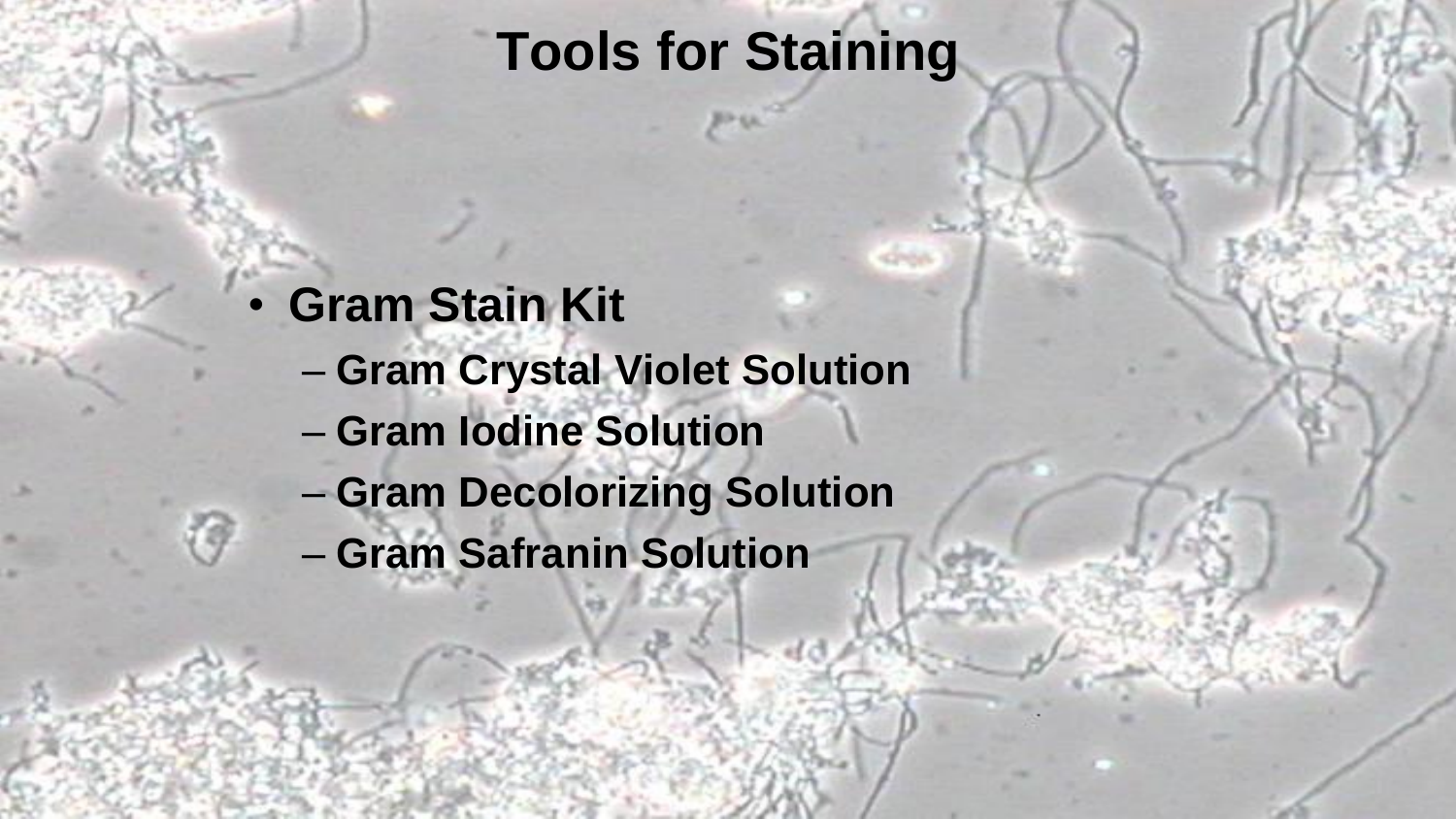# Tools for Staining

- **Gram Stain Kit**
  - **Gram Crystal Violet Solution**
  - **Gram Iodine Solution**
  - **Gram Decolorizing Solution**
  - **Gram Safranin Solution**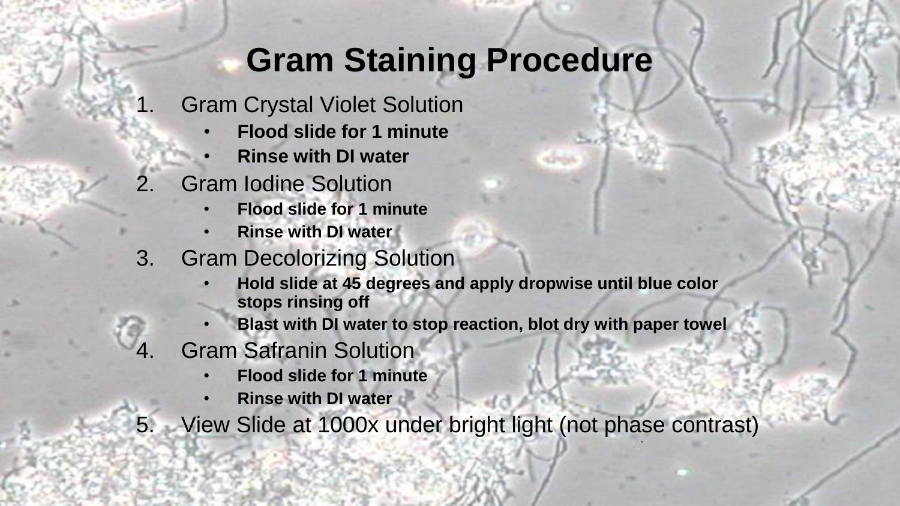# Gram Staining Procedure

1. Gram Crystal Violet Solution
   - **Flood slide for 1 minute**
   - **Rinse with DI water**
2. Gram Iodine Solution
   - **Flood slide for 1 minute**
   - **Rinse with DI water**
3. Gram Decolorizing Solution
   - **Hold slide at 45 degrees and apply dropwise until blue color stops rinsing off**
   - **Blast with DI water to stop reaction, blot dry with paper towel**
4. Gram Safranin Solution
   - **Flood slide for 1 minute**
   - **Rinse with DI water**
5. View Slide at 1000x under bright light (not phase contrast)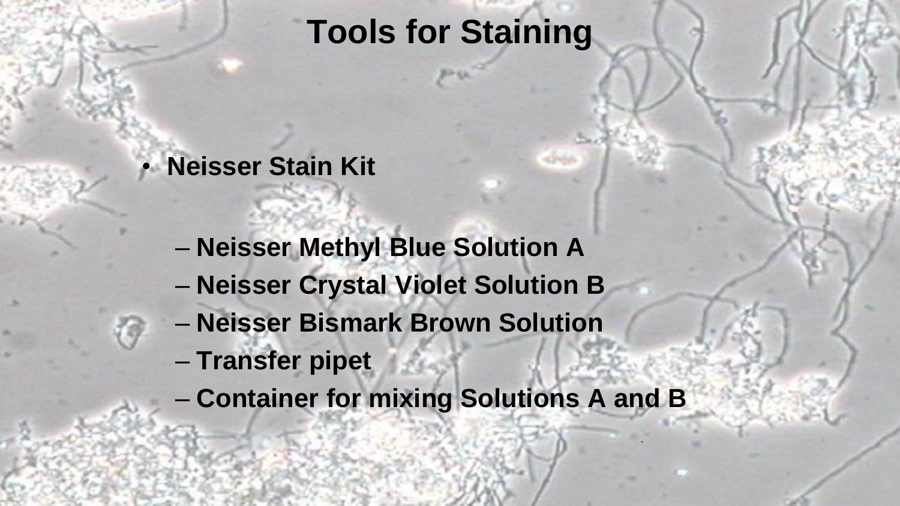# Tools for Staining

- **Neisser Stain Kit**
  - **Neisser Methyl Blue Solution A**
  - **Neisser Crystal Violet Solution B**
  - **Neisser Bismark Brown Solution**
  - **Transfer pipet**
  - **Container for mixing Solutions A and B**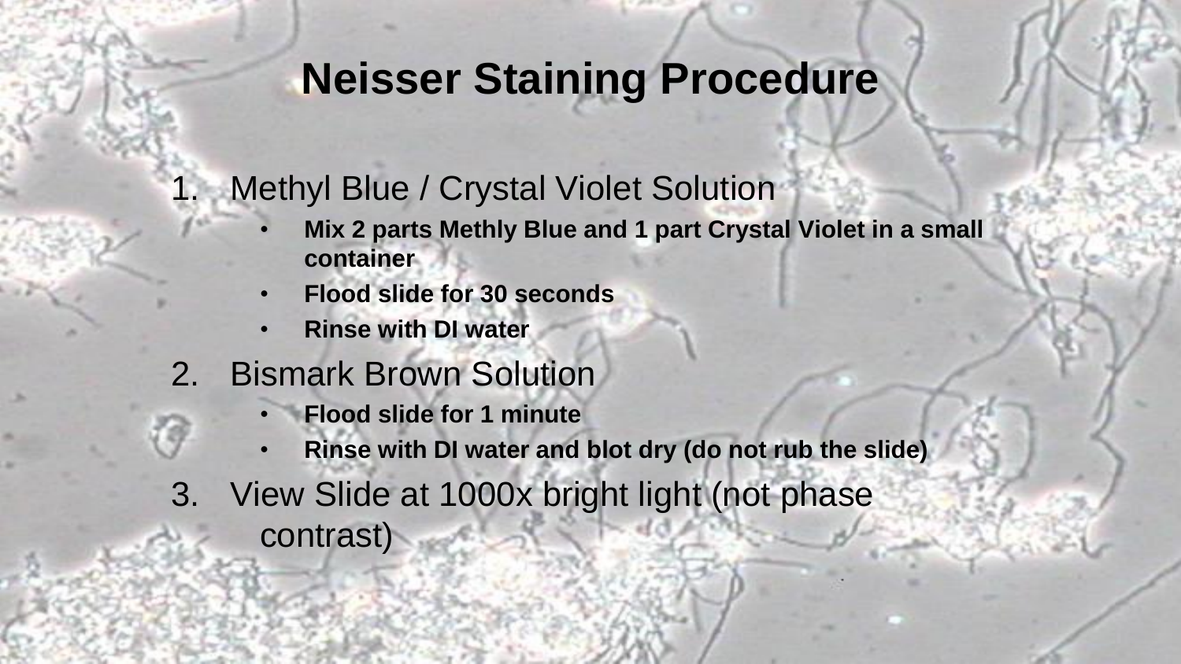# Neisser Staining Procedure

1. Methyl Blue / Crystal Violet Solution
   - **Mix 2 parts Methly Blue and 1 part Crystal Violet in a small container**
   - **Flood slide for 30 seconds**
   - **Rinse with DI water**
2. Bismark Brown Solution
   - **Flood slide for 1 minute**
   - **Rinse with DI water and blot dry (do not rub the slide)**
3. View Slide at 1000x bright light (not phase contrast)